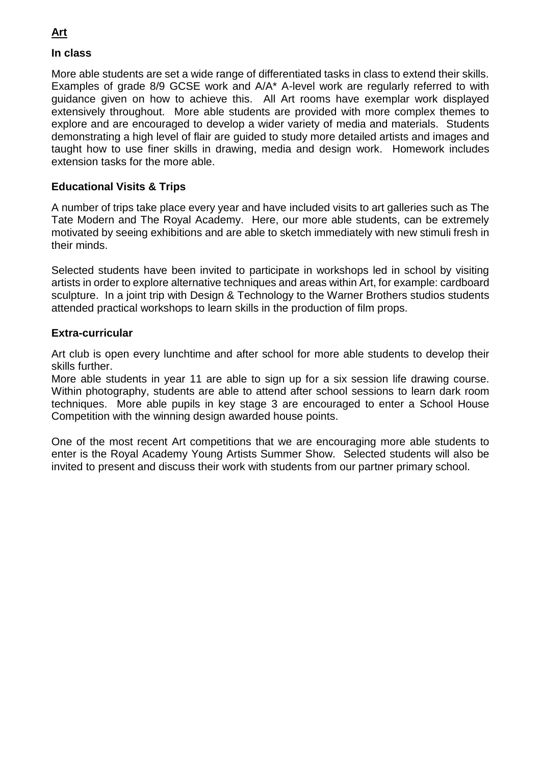# Art

## In class

More able students are set a wide range of differentiated tasks in class to extend their skills. Examples of grade 8/9 GCSE work and A/A* A-level work are regularly referred to with guidance given on how to achieve this. All Art rooms have exemplar work displayed extensively throughout. More able students are provided with more complex themes to explore and are encouraged to develop a wider variety of media and materials. Students demonstrating a high level of flair are guided to study more detailed artists and images and taught how to use finer skills in drawing, media and design work. Homework includes extension tasks for the more able.

## Educational Visits & Trips

A number of trips take place every year and have included visits to art galleries such as The Tate Modern and The Royal Academy. Here, our more able students, can be extremely motivated by seeing exhibitions and are able to sketch immediately with new stimuli fresh in their minds.

Selected students have been invited to participate in workshops led in school by visiting artists in order to explore alternative techniques and areas within Art, for example: cardboard sculpture. In a joint trip with Design & Technology to the Warner Brothers studios students attended practical workshops to learn skills in the production of film props.

## Extra-curricular

Art club is open every lunchtime and after school for more able students to develop their skills further.
More able students in year 11 are able to sign up for a six session life drawing course. Within photography, students are able to attend after school sessions to learn dark room techniques. More able pupils in key stage 3 are encouraged to enter a School House Competition with the winning design awarded house points.

One of the most recent Art competitions that we are encouraging more able students to enter is the Royal Academy Young Artists Summer Show. Selected students will also be invited to present and discuss their work with students from our partner primary school.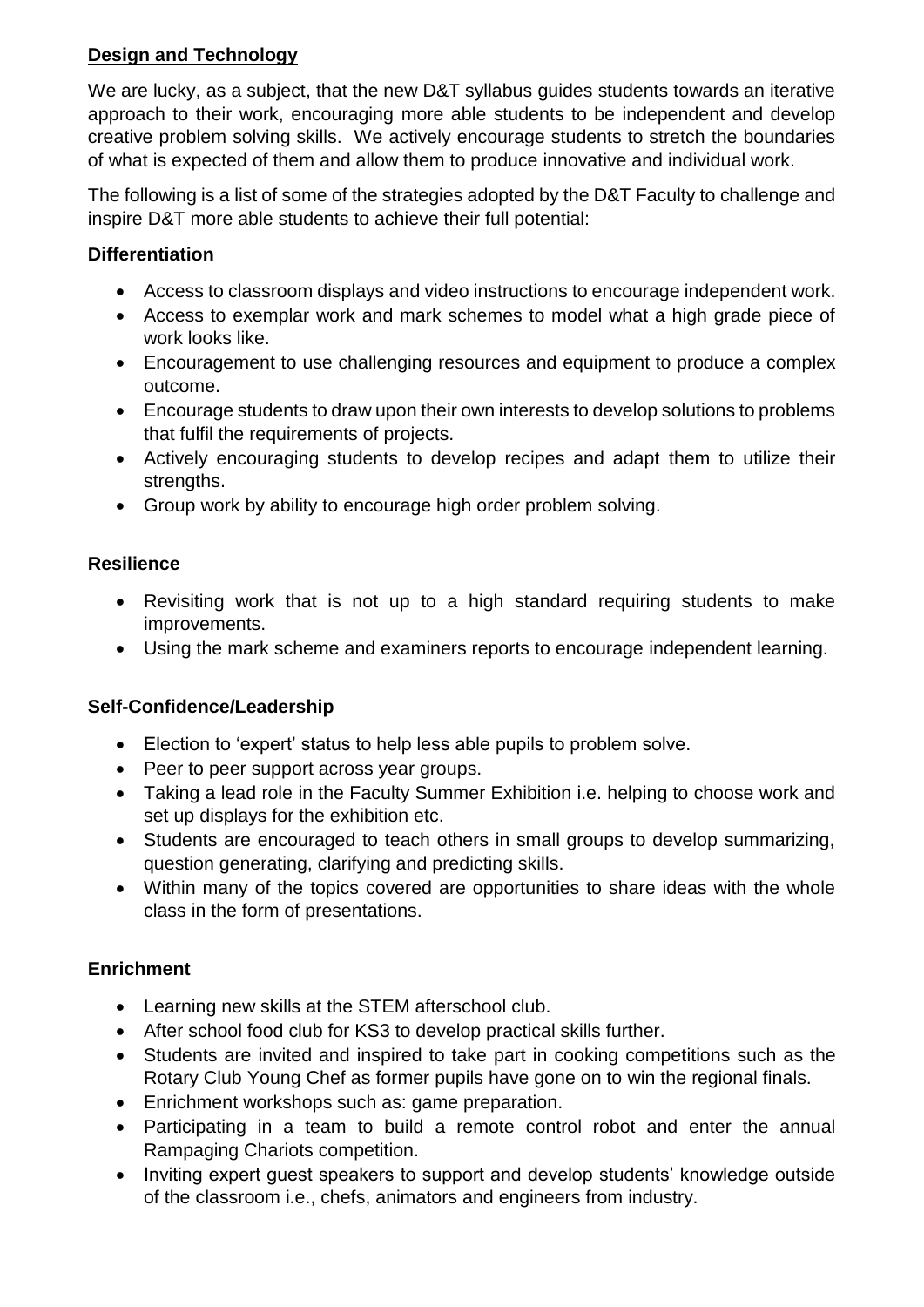## **Design and Technology**

We are lucky, as a subject, that the new D&T syllabus guides students towards an iterative approach to their work, encouraging more able students to be independent and develop creative problem solving skills. We actively encourage students to stretch the boundaries of what is expected of them and allow them to produce innovative and individual work.

The following is a list of some of the strategies adopted by the D&T Faculty to challenge and inspire D&T more able students to achieve their full potential:

### Differentiation

- Access to classroom displays and video instructions to encourage independent work.
- Access to exemplar work and mark schemes to model what a high grade piece of work looks like.
- Encouragement to use challenging resources and equipment to produce a complex outcome.
- Encourage students to draw upon their own interests to develop solutions to problems that fulfil the requirements of projects.
- Actively encouraging students to develop recipes and adapt them to utilize their strengths.
- Group work by ability to encourage high order problem solving.

### Resilience

- Revisiting work that is not up to a high standard requiring students to make improvements.
- Using the mark scheme and examiners reports to encourage independent learning.

### Self-Confidence/Leadership

- Election to 'expert' status to help less able pupils to problem solve.
- Peer to peer support across year groups.
- Taking a lead role in the Faculty Summer Exhibition i.e. helping to choose work and set up displays for the exhibition etc.
- Students are encouraged to teach others in small groups to develop summarizing, question generating, clarifying and predicting skills.
- Within many of the topics covered are opportunities to share ideas with the whole class in the form of presentations.

### Enrichment

- Learning new skills at the STEM afterschool club.
- After school food club for KS3 to develop practical skills further.
- Students are invited and inspired to take part in cooking competitions such as the Rotary Club Young Chef as former pupils have gone on to win the regional finals.
- Enrichment workshops such as: game preparation.
- Participating in a team to build a remote control robot and enter the annual Rampaging Chariots competition.
- Inviting expert guest speakers to support and develop students' knowledge outside of the classroom i.e., chefs, animators and engineers from industry.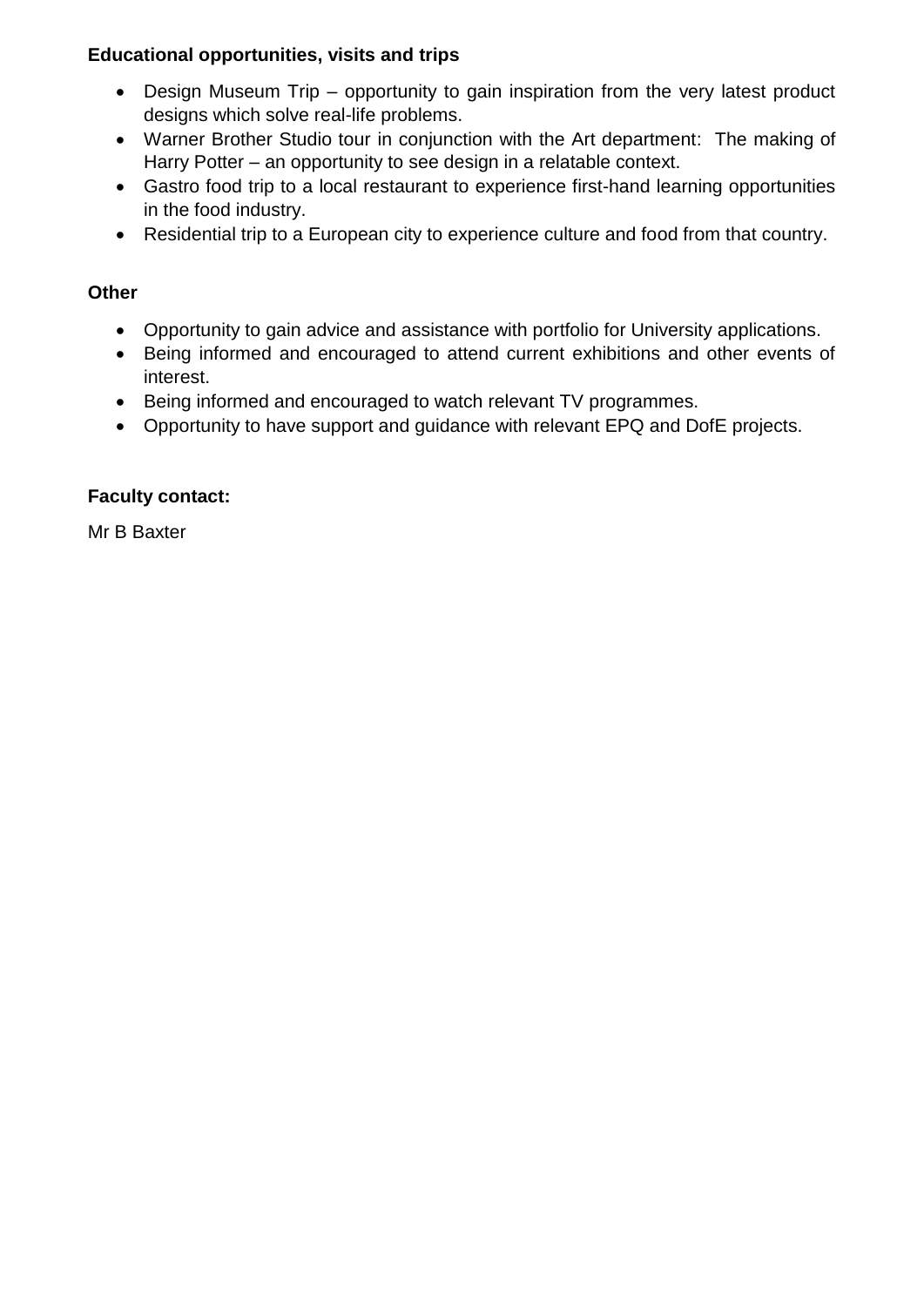**Educational opportunities, visits and trips**

- Design Museum Trip – opportunity to gain inspiration from the very latest product designs which solve real-life problems.
- Warner Brother Studio tour in conjunction with the Art department: The making of Harry Potter – an opportunity to see design in a relatable context.
- Gastro food trip to a local restaurant to experience first-hand learning opportunities in the food industry.
- Residential trip to a European city to experience culture and food from that country.

**Other**

- Opportunity to gain advice and assistance with portfolio for University applications.
- Being informed and encouraged to attend current exhibitions and other events of interest.
- Being informed and encouraged to watch relevant TV programmes.
- Opportunity to have support and guidance with relevant EPQ and DofE projects.

**Faculty contact:**

Mr B Baxter